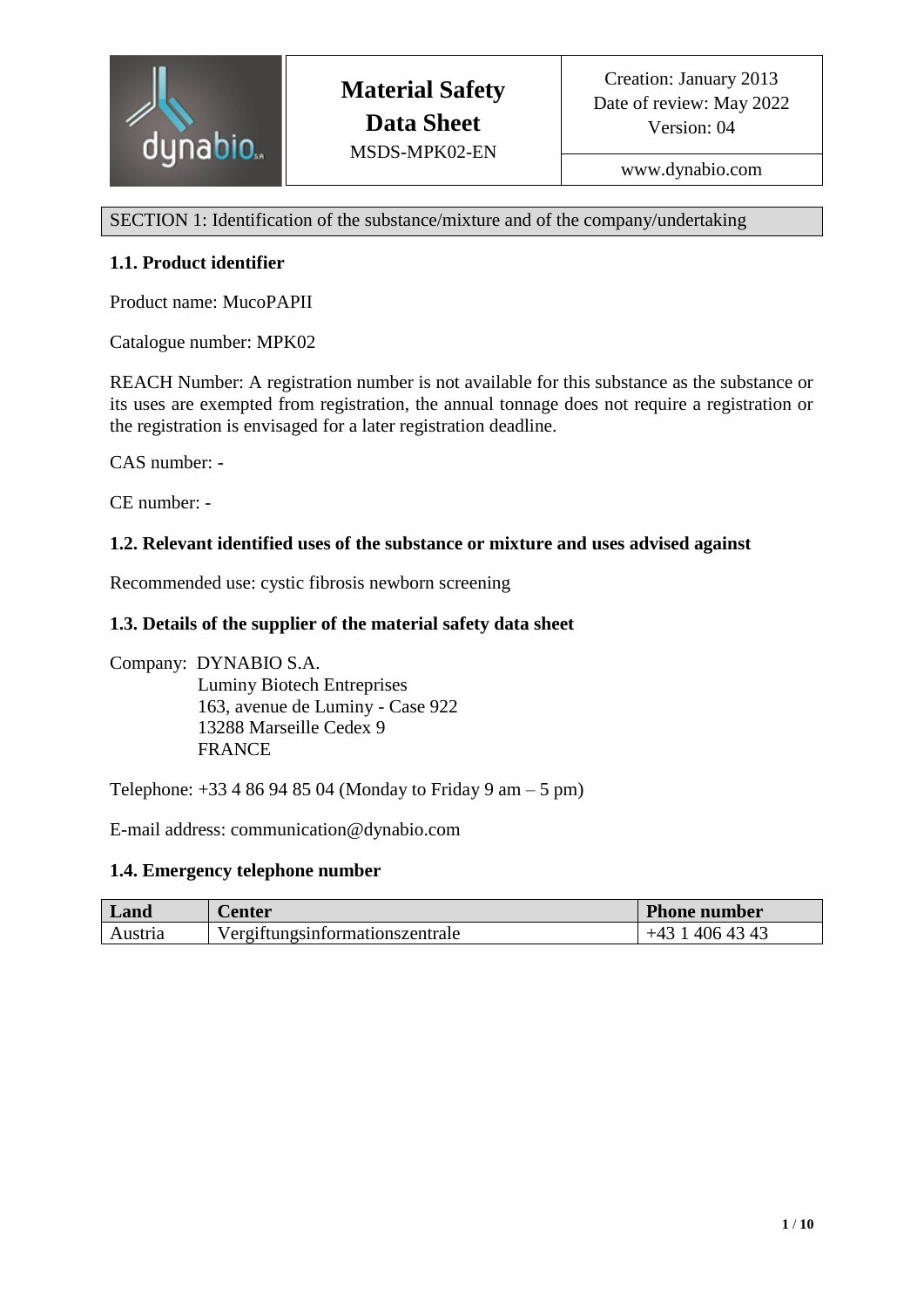| dynabio | **Material Safety Data Sheet** MSDS-MPK02-EN | Creation: January 2013 Date of review: May 2022 Version: 04 |
|---|---|---|
| | | www.dynabio.com |

## SECTION 1: Identification of the substance/mixture and of the company/undertaking

### 1.1. Product identifier

Product name: MucoPAPII

Catalogue number: MPK02

REACH Number: A registration number is not available for this substance as the substance or its uses are exempted from registration, the annual tonnage does not require a registration or the registration is envisaged for a later registration deadline.

CAS number: -

CE number: -

### 1.2. Relevant identified uses of the substance or mixture and uses advised against

Recommended use: cystic fibrosis newborn screening

### 1.3. Details of the supplier of the material safety data sheet

Company: DYNABIO S.A.
Luminy Biotech Entreprises
163, avenue de Luminy - Case 922
13288 Marseille Cedex 9
FRANCE

Telephone: +33 4 86 94 85 04 (Monday to Friday 9 am – 5 pm)

E-mail address: communication@dynabio.com

### 1.4. Emergency telephone number

| Land | Center | Phone number |
|---|---|---|
| Austria | Vergiftungsinformationszentrale | +43 1 406 43 43 |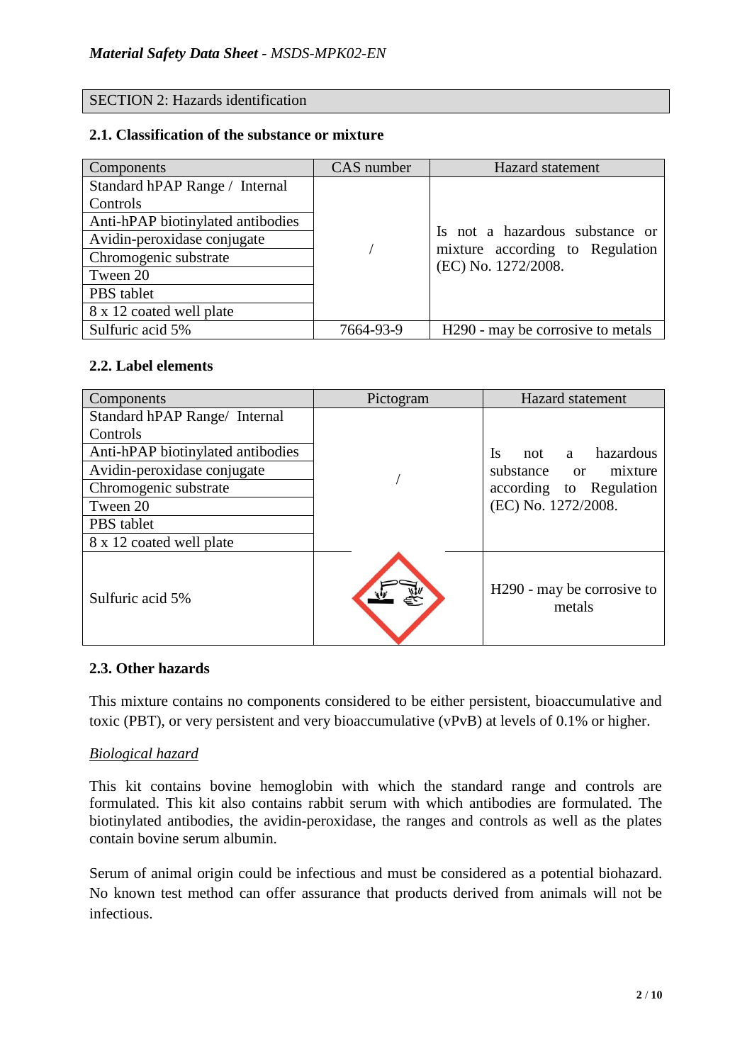SECTION 2: Hazards identification

### 2.1. Classification of the substance or mixture

| Components | CAS number | Hazard statement |
|---|---|---|
| Standard hPAP Range / Internal Controls | / | Is not a hazardous substance or mixture according to Regulation (EC) No. 1272/2008. |
| Anti-hPAP biotinylated antibodies | | |
| Avidin-peroxidase conjugate | | |
| Chromogenic substrate | | |
| Tween 20 | | |
| PBS tablet | | |
| 8 x 12 coated well plate | | |
| Sulfuric acid 5% | 7664-93-9 | H290 - may be corrosive to metals |

### 2.2. Label elements

| Components | Pictogram | Hazard statement |
|---|---|---|
| Standard hPAP Range/ Internal Controls | / | Is not a hazardous substance or mixture according to Regulation (EC) No. 1272/2008. |
| Anti-hPAP biotinylated antibodies | | |
| Avidin-peroxidase conjugate | | |
| Chromogenic substrate | | |
| Tween 20 | | |
| PBS tablet | | |
| 8 x 12 coated well plate | | |
| Sulfuric acid 5% | | H290 - may be corrosive to metals |

### 2.3. Other hazards

This mixture contains no components considered to be either persistent, bioaccumulative and toxic (PBT), or very persistent and very bioaccumulative (vPvB) at levels of 0.1% or higher.

*Biological hazard*

This kit contains bovine hemoglobin with which the standard range and controls are formulated. This kit also contains rabbit serum with which antibodies are formulated. The biotinylated antibodies, the avidin-peroxidase, the ranges and controls as well as the plates contain bovine serum albumin.

Serum of animal origin could be infectious and must be considered as a potential biohazard. No known test method can offer assurance that products derived from animals will not be infectious.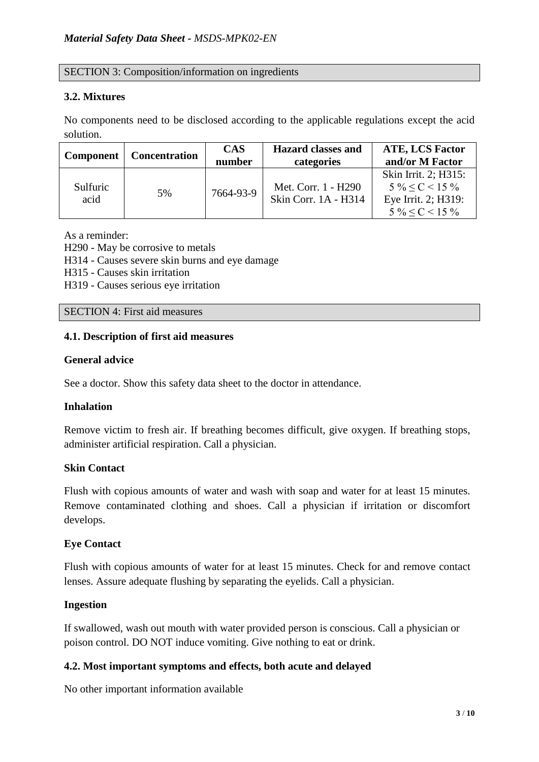## SECTION 3: Composition/information on ingredients

### 3.2. Mixtures

No components need to be disclosed according to the applicable regulations except the acid solution.

| Component | Concentration | CAS number | Hazard classes and categories | ATE, LCS Factor and/or M Factor |
|---|---|---|---|---|
| Sulfuric acid | 5% | 7664-93-9 | Met. Corr. 1 - H290<br>Skin Corr. 1A - H314 | Skin Irrit. 2; H315: $5\ \% \leq C < 15\ \%$<br>Eye Irrit. 2; H319: $5\ \% \leq C < 15\ \%$ |

As a reminder:
H290 - May be corrosive to metals
H314 - Causes severe skin burns and eye damage
H315 - Causes skin irritation
H319 - Causes serious eye irritation

## SECTION 4: First aid measures

### 4.1. Description of first aid measures

**General advice**

See a doctor. Show this safety data sheet to the doctor in attendance.

**Inhalation**

Remove victim to fresh air. If breathing becomes difficult, give oxygen. If breathing stops, administer artificial respiration. Call a physician.

**Skin Contact**

Flush with copious amounts of water and wash with soap and water for at least 15 minutes. Remove contaminated clothing and shoes. Call a physician if irritation or discomfort develops.

**Eye Contact**

Flush with copious amounts of water for at least 15 minutes. Check for and remove contact lenses. Assure adequate flushing by separating the eyelids. Call a physician.

**Ingestion**

If swallowed, wash out mouth with water provided person is conscious. Call a physician or poison control. DO NOT induce vomiting. Give nothing to eat or drink.

### 4.2. Most important symptoms and effects, both acute and delayed

No other important information available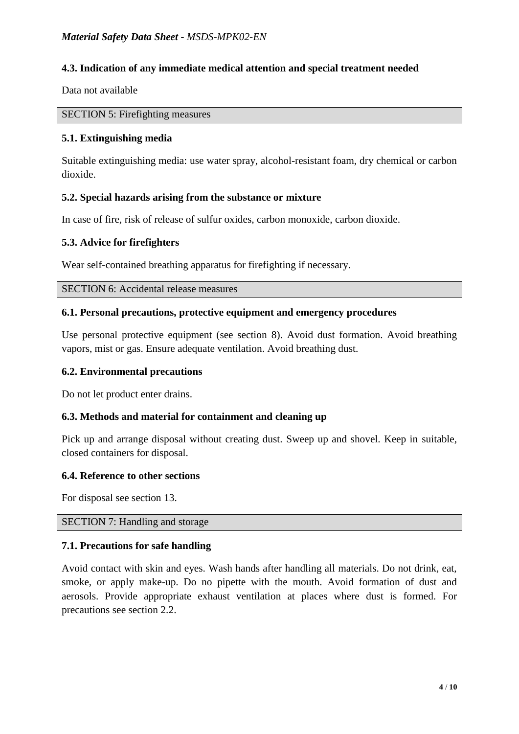### 4.3. Indication of any immediate medical attention and special treatment needed

Data not available

## SECTION 5: Firefighting measures

### 5.1. Extinguishing media

Suitable extinguishing media: use water spray, alcohol-resistant foam, dry chemical or carbon dioxide.

### 5.2. Special hazards arising from the substance or mixture

In case of fire, risk of release of sulfur oxides, carbon monoxide, carbon dioxide.

### 5.3. Advice for firefighters

Wear self-contained breathing apparatus for firefighting if necessary.

## SECTION 6: Accidental release measures

### 6.1. Personal precautions, protective equipment and emergency procedures

Use personal protective equipment (see section 8). Avoid dust formation. Avoid breathing vapors, mist or gas. Ensure adequate ventilation. Avoid breathing dust.

### 6.2. Environmental precautions

Do not let product enter drains.

### 6.3. Methods and material for containment and cleaning up

Pick up and arrange disposal without creating dust. Sweep up and shovel. Keep in suitable, closed containers for disposal.

### 6.4. Reference to other sections

For disposal see section 13.

## SECTION 7: Handling and storage

### 7.1. Precautions for safe handling

Avoid contact with skin and eyes. Wash hands after handling all materials. Do not drink, eat, smoke, or apply make-up. Do no pipette with the mouth. Avoid formation of dust and aerosols. Provide appropriate exhaust ventilation at places where dust is formed. For precautions see section 2.2.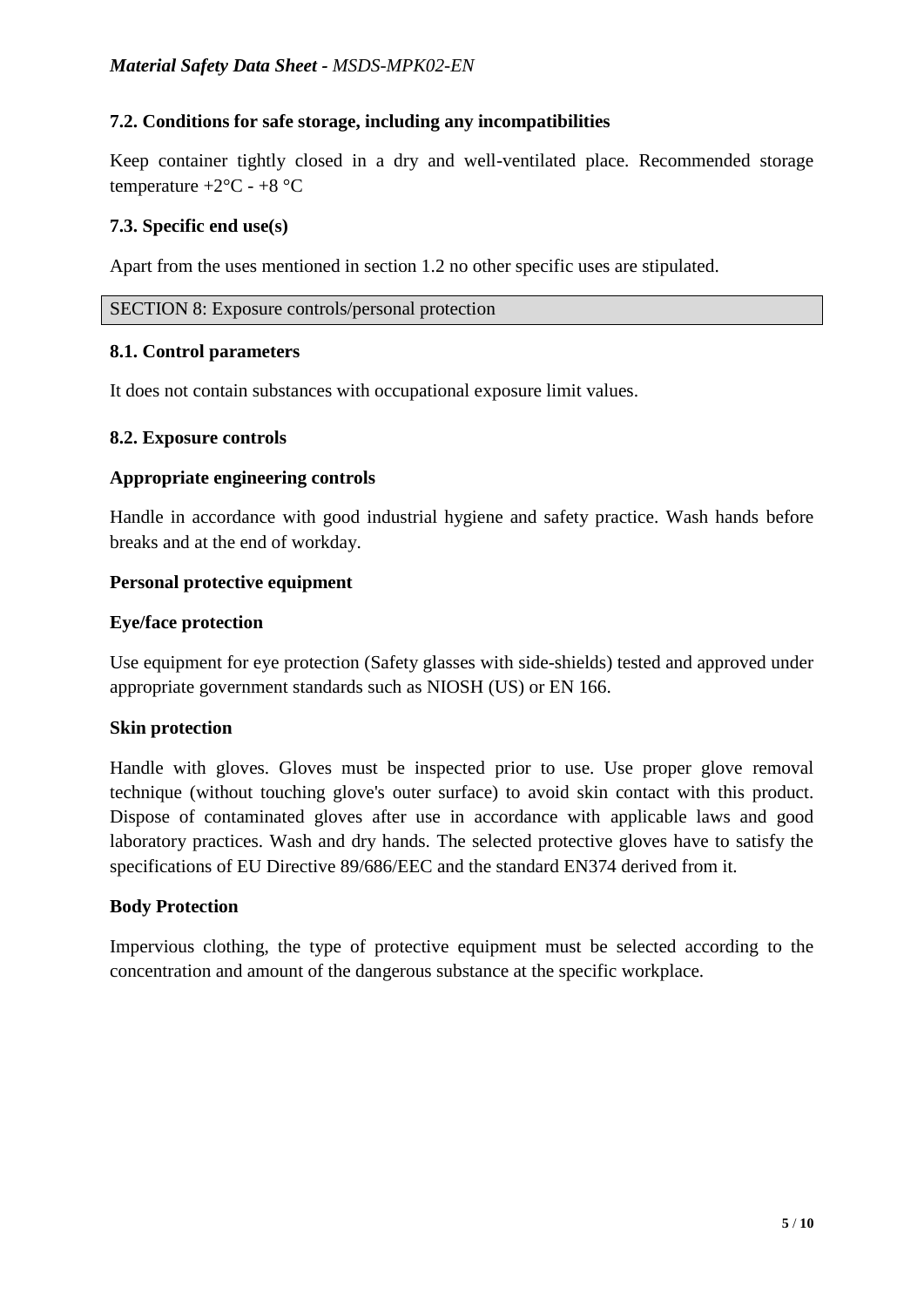### 7.2. Conditions for safe storage, including any incompatibilities

Keep container tightly closed in a dry and well-ventilated place. Recommended storage temperature +2°C - +8 °C

### 7.3. Specific end use(s)

Apart from the uses mentioned in section 1.2 no other specific uses are stipulated.

## SECTION 8: Exposure controls/personal protection

### 8.1. Control parameters

It does not contain substances with occupational exposure limit values.

### 8.2. Exposure controls

**Appropriate engineering controls**

Handle in accordance with good industrial hygiene and safety practice. Wash hands before breaks and at the end of workday.

**Personal protective equipment**

**Eye/face protection**

Use equipment for eye protection (Safety glasses with side-shields) tested and approved under appropriate government standards such as NIOSH (US) or EN 166.

**Skin protection**

Handle with gloves. Gloves must be inspected prior to use. Use proper glove removal technique (without touching glove's outer surface) to avoid skin contact with this product. Dispose of contaminated gloves after use in accordance with applicable laws and good laboratory practices. Wash and dry hands. The selected protective gloves have to satisfy the specifications of EU Directive 89/686/EEC and the standard EN374 derived from it.

**Body Protection**

Impervious clothing, the type of protective equipment must be selected according to the concentration and amount of the dangerous substance at the specific workplace.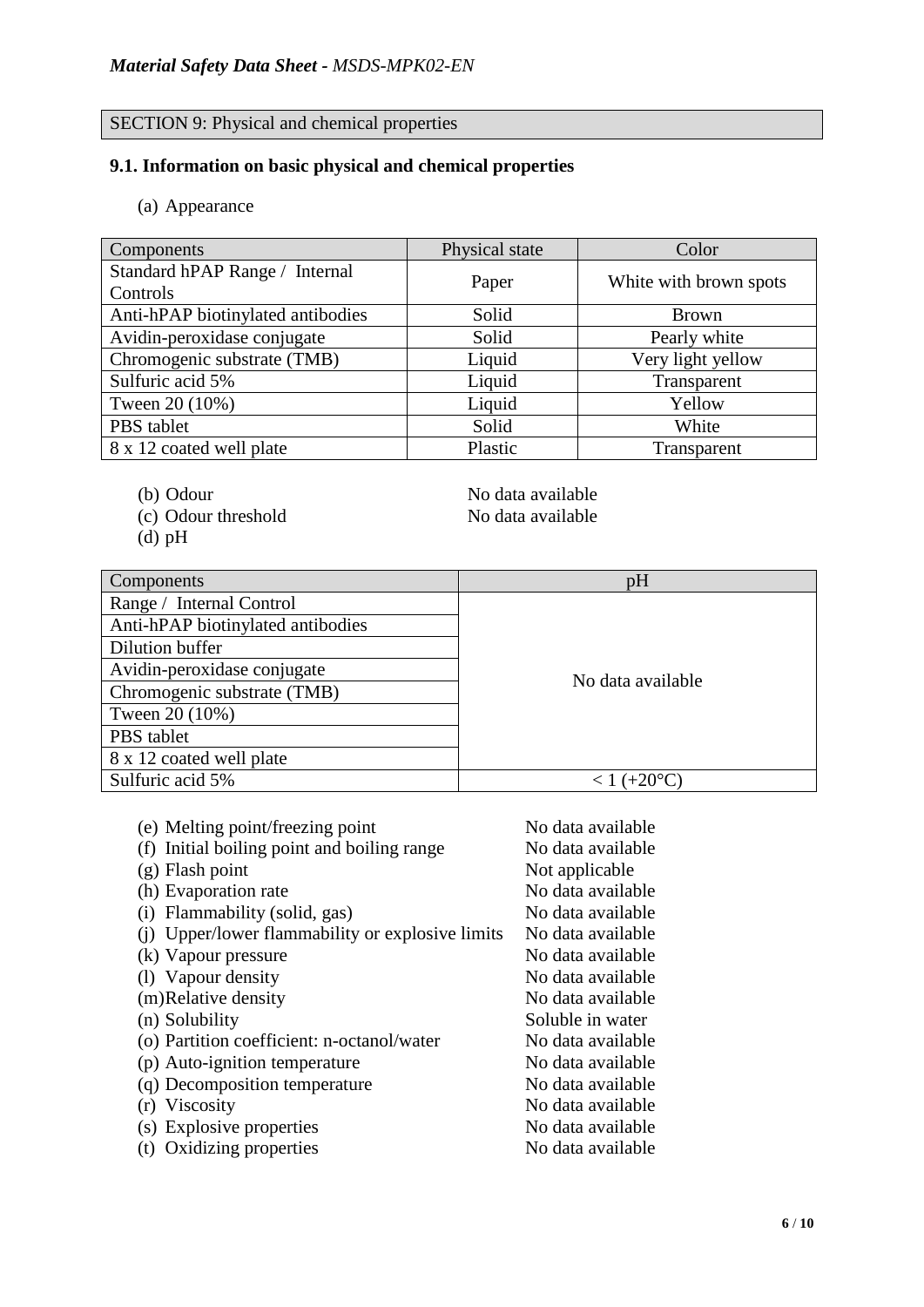## SECTION 9: Physical and chemical properties

### 9.1. Information on basic physical and chemical properties

(a) Appearance

| Components | Physical state | Color |
|---|---|---|
| Standard hPAP Range / Internal Controls | Paper | White with brown spots |
| Anti-hPAP biotinylated antibodies | Solid | Brown |
| Avidin-peroxidase conjugate | Solid | Pearly white |
| Chromogenic substrate (TMB) | Liquid | Very light yellow |
| Sulfuric acid 5% | Liquid | Transparent |
| Tween 20 (10%) | Liquid | Yellow |
| PBS tablet | Solid | White |
| 8 x 12 coated well plate | Plastic | Transparent |

(b) Odour — No data available
(c) Odour threshold — No data available
(d) pH

| Components | pH |
|---|---|
| Range / Internal Control | No data available |
| Anti-hPAP biotinylated antibodies | |
| Dilution buffer | |
| Avidin-peroxidase conjugate | |
| Chromogenic substrate (TMB) | |
| Tween 20 (10%) | |
| PBS tablet | |
| 8 x 12 coated well plate | |
| Sulfuric acid 5% | < 1 (+20°C) |

(e) Melting point/freezing point — No data available
(f) Initial boiling point and boiling range — No data available
(g) Flash point — Not applicable
(h) Evaporation rate — No data available
(i) Flammability (solid, gas) — No data available
(j) Upper/lower flammability or explosive limits — No data available
(k) Vapour pressure — No data available
(l) Vapour density — No data available
(m) Relative density — No data available
(n) Solubility — Soluble in water
(o) Partition coefficient: n-octanol/water — No data available
(p) Auto-ignition temperature — No data available
(q) Decomposition temperature — No data available
(r) Viscosity — No data available
(s) Explosive properties — No data available
(t) Oxidizing properties — No data available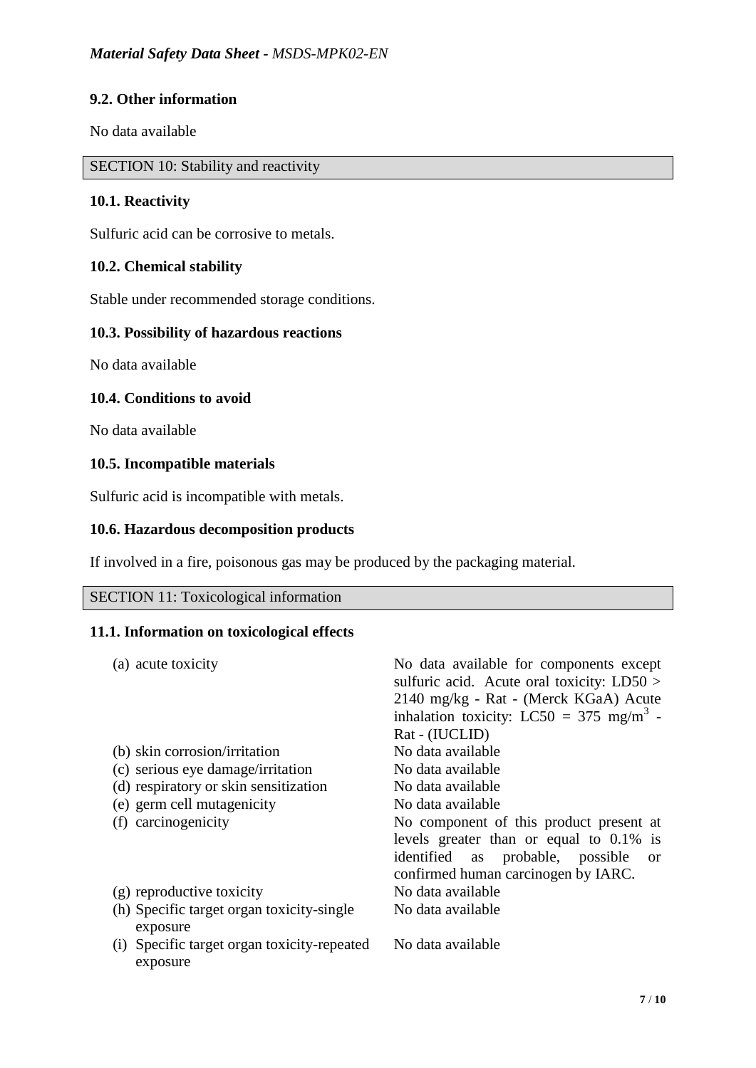### 9.2. Other information

No data available

## SECTION 10: Stability and reactivity

### 10.1. Reactivity

Sulfuric acid can be corrosive to metals.

### 10.2. Chemical stability

Stable under recommended storage conditions.

### 10.3. Possibility of hazardous reactions

No data available

### 10.4. Conditions to avoid

No data available

### 10.5. Incompatible materials

Sulfuric acid is incompatible with metals.

### 10.6. Hazardous decomposition products

If involved in a fire, poisonous gas may be produced by the packaging material.

## SECTION 11: Toxicological information

### 11.1. Information on toxicological effects

| | |
|---|---|
| (a) acute toxicity | No data available for components except sulfuric acid. Acute oral toxicity: LD50 > 2140 mg/kg - Rat - (Merck KGaA) Acute inhalation toxicity: LC50 = 375 $mg/m^3$ - Rat - (IUCLID) |
| (b) skin corrosion/irritation | No data available |
| (c) serious eye damage/irritation | No data available |
| (d) respiratory or skin sensitization | No data available |
| (e) germ cell mutagenicity | No data available |
| (f) carcinogenicity | No component of this product present at levels greater than or equal to 0.1% is identified as probable, possible or confirmed human carcinogen by IARC. |
| (g) reproductive toxicity | No data available |
| (h) Specific target organ toxicity-single exposure | No data available |
| (i) Specific target organ toxicity-repeated exposure | No data available |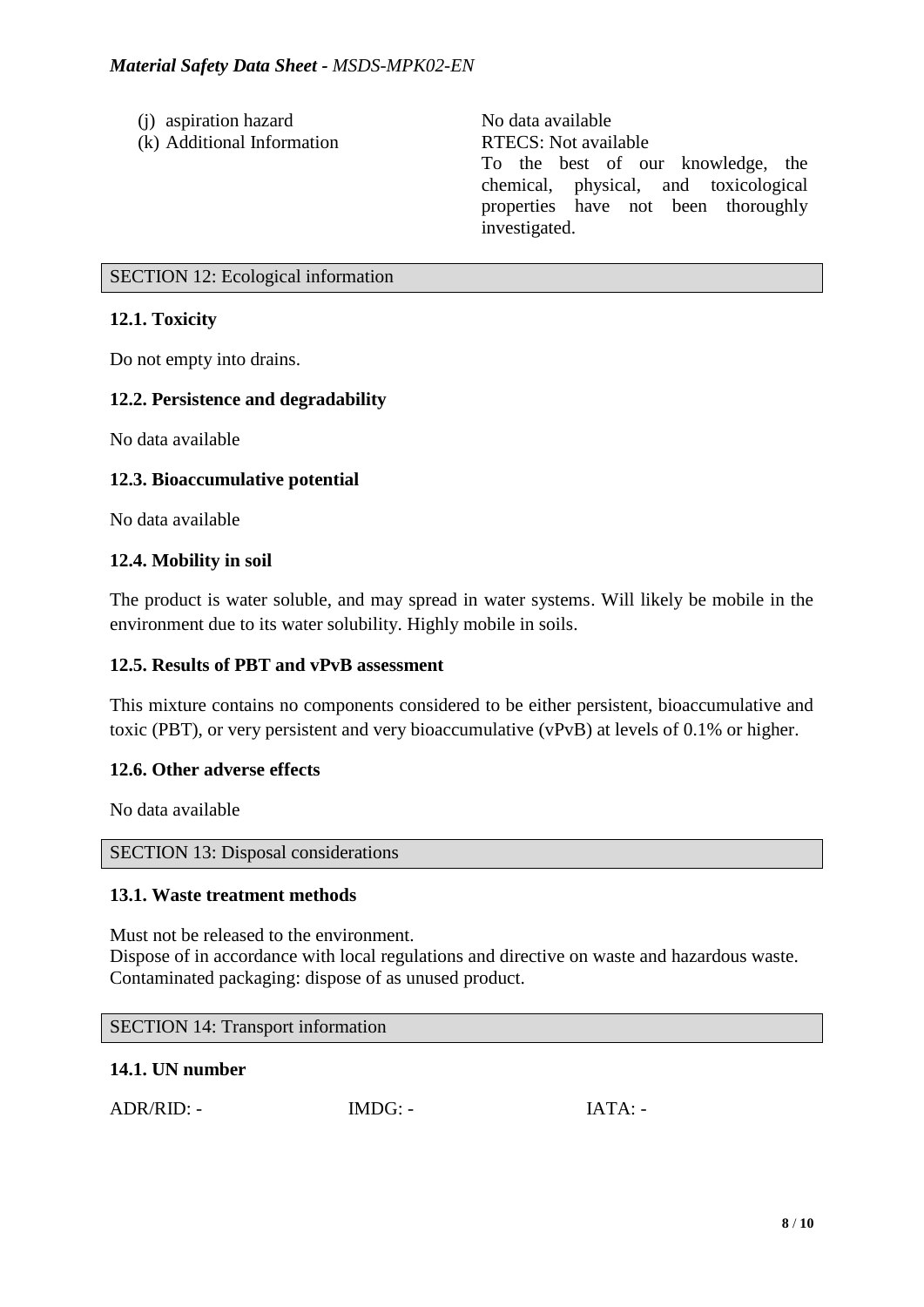| | |
|---|---|
| (j) aspiration hazard | No data available |
| (k) Additional Information | RTECS: Not available<br>To the best of our knowledge, the chemical, physical, and toxicological properties have not been thoroughly investigated. |

## SECTION 12: Ecological information

### 12.1. Toxicity

Do not empty into drains.

### 12.2. Persistence and degradability

No data available

### 12.3. Bioaccumulative potential

No data available

### 12.4. Mobility in soil

The product is water soluble, and may spread in water systems. Will likely be mobile in the environment due to its water solubility. Highly mobile in soils.

### 12.5. Results of PBT and vPvB assessment

This mixture contains no components considered to be either persistent, bioaccumulative and toxic (PBT), or very persistent and very bioaccumulative (vPvB) at levels of 0.1% or higher.

### 12.6. Other adverse effects

No data available

## SECTION 13: Disposal considerations

### 13.1. Waste treatment methods

Must not be released to the environment.
Dispose of in accordance with local regulations and directive on waste and hazardous waste.
Contaminated packaging: dispose of as unused product.

## SECTION 14: Transport information

### 14.1. UN number

ADR/RID: - IMDG: - IATA: -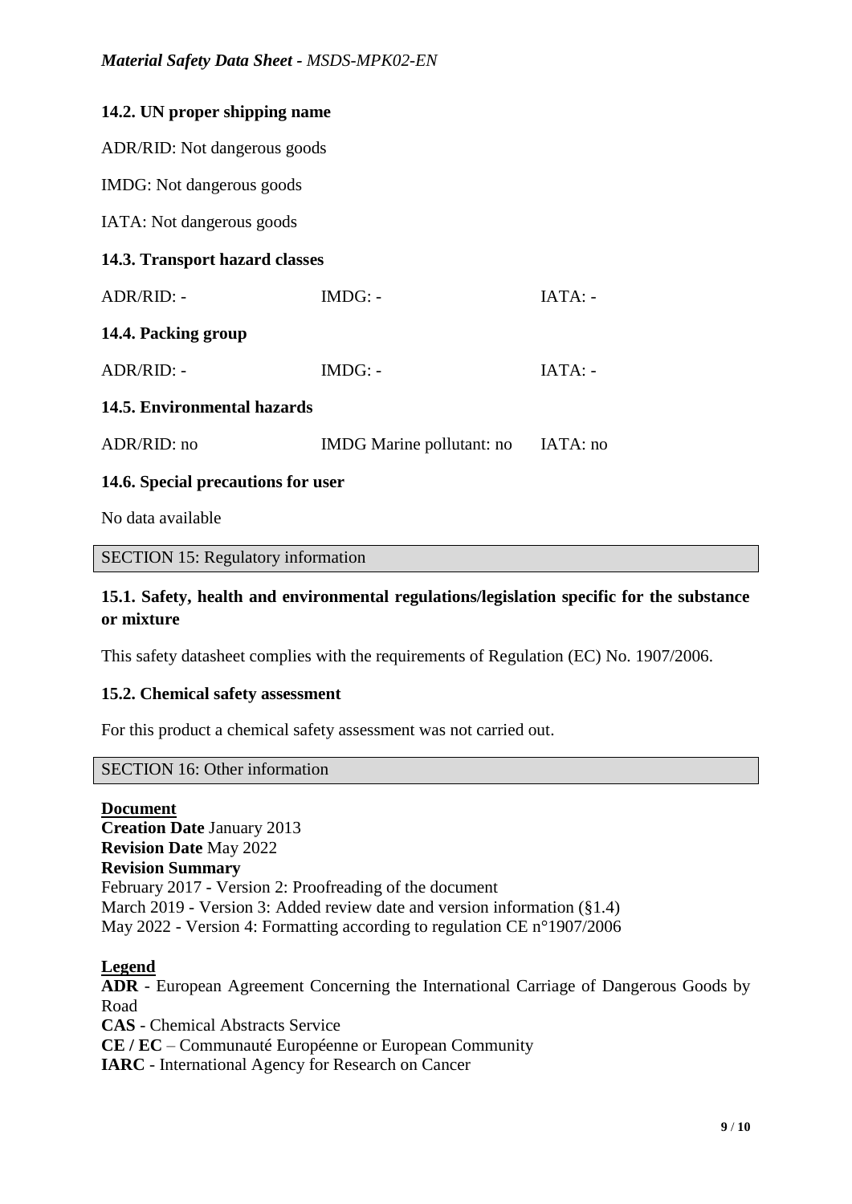### 14.2. UN proper shipping name

ADR/RID: Not dangerous goods

IMDG: Not dangerous goods

IATA: Not dangerous goods

### 14.3. Transport hazard classes

| ADR/RID: - | IMDG: - | IATA: - |
|---|---|---|

### 14.4. Packing group

| ADR/RID: - | IMDG: - | IATA: - |
|---|---|---|

### 14.5. Environmental hazards

| ADR/RID: no | IMDG Marine pollutant: no | IATA: no |
|---|---|---|

### 14.6. Special precautions for user

No data available

## SECTION 15: Regulatory information

### 15.1. Safety, health and environmental regulations/legislation specific for the substance or mixture

This safety datasheet complies with the requirements of Regulation (EC) No. 1907/2006.

### 15.2. Chemical safety assessment

For this product a chemical safety assessment was not carried out.

## SECTION 16: Other information

**Document**

**Creation Date** January 2013

**Revision Date** May 2022

**Revision Summary**

February 2017 - Version 2: Proofreading of the document

March 2019 - Version 3: Added review date and version information (§1.4)

May 2022 - Version 4: Formatting according to regulation CE n°1907/2006

**Legend**

**ADR** - European Agreement Concerning the International Carriage of Dangerous Goods by Road

**CAS** - Chemical Abstracts Service

**CE / EC** – Communauté Européenne or European Community

**IARC** - International Agency for Research on Cancer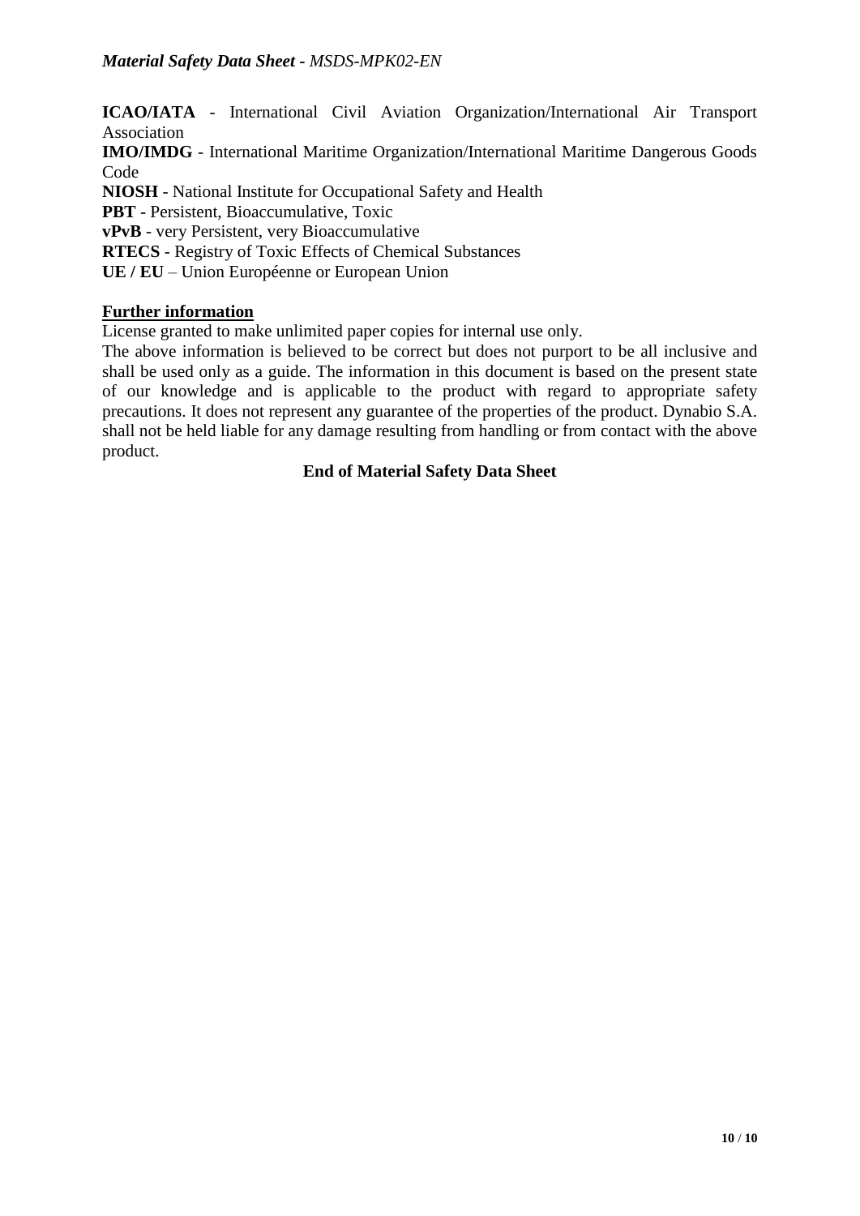**ICAO/IATA** - International Civil Aviation Organization/International Air Transport Association
**IMO/IMDG** - International Maritime Organization/International Maritime Dangerous Goods Code
**NIOSH** - National Institute for Occupational Safety and Health
**PBT** - Persistent, Bioaccumulative, Toxic
**vPvB** - very Persistent, very Bioaccumulative
**RTECS** - Registry of Toxic Effects of Chemical Substances
**UE / EU** – Union Européenne or European Union

## Further information

License granted to make unlimited paper copies for internal use only.
The above information is believed to be correct but does not purport to be all inclusive and shall be used only as a guide. The information in this document is based on the present state of our knowledge and is applicable to the product with regard to appropriate safety precautions. It does not represent any guarantee of the properties of the product. Dynabio S.A. shall not be held liable for any damage resulting from handling or from contact with the above product.

**End of Material Safety Data Sheet**